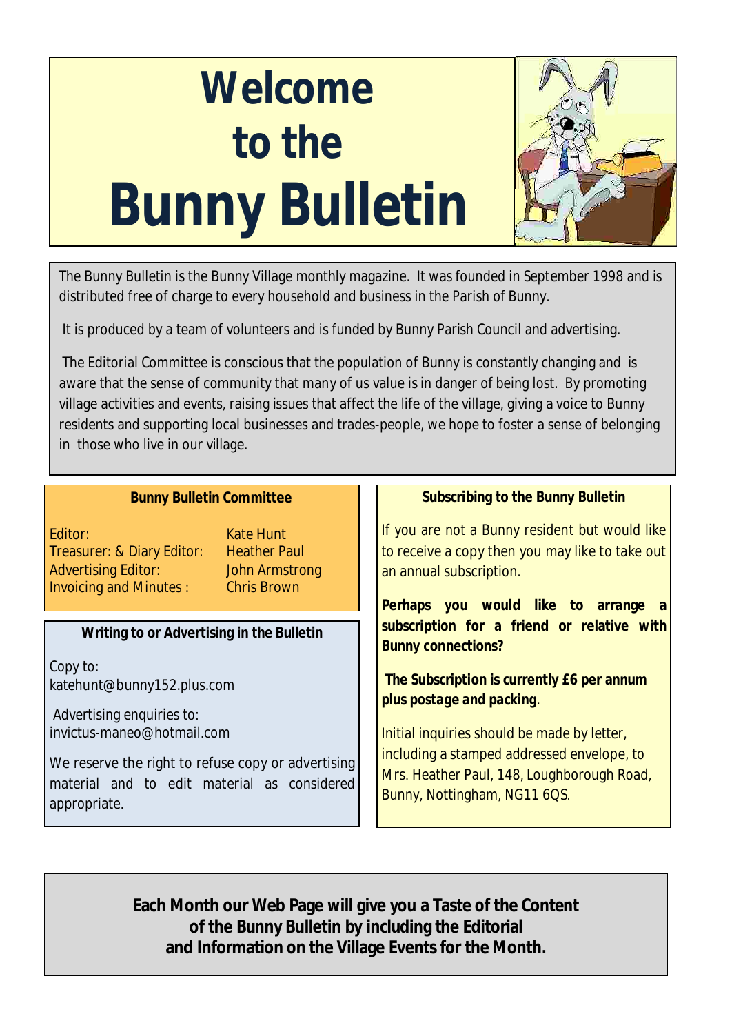# Welcome to the Bunny Bulletin

The Bunny Bulletin is the Bunny Village monthly magazine. It was founded in September 1998 and is distributed free of charge to every household and business in the Parish of Bunny.

It is produced by a team of volunteers and is funded by Bunny Parish Council and advertising.

The Editorial Committee is conscious that the population of Bunny is constantly changing and is aware that the sense of community that many of us value is in danger of being lost. By promoting village activities and events, raising issues that affect the life of the village, giving a voice to Bunny residents and supporting local businesses and trades-people, we hope to foster a sense of belonging in those who live in our village.

### Bunny Bulletin Committee

| | |
|---|---|
| Editor: | Kate Hunt |
| Treasurer: & Diary Editor: | Heather Paul |
| Advertising Editor: | John Armstrong |
| Invoicing and Minutes : | Chris Brown |

### Writing to or Advertising in the Bulletin

Copy to:
katehunt@bunny152.plus.com

Advertising enquiries to:
invictus-maneo@hotmail.com

We reserve the right to refuse copy or advertising material and to edit material as considered appropriate.

### Subscribing to the Bunny Bulletin

If you are not a Bunny resident but would like to receive a copy then you may like to take out an annual subscription.

**Perhaps you would like to arrange a subscription for a friend or relative with Bunny connections?**

**The Subscription is currently £6 per annum plus postage and packing**.

Initial inquiries should be made by letter, including a stamped addressed envelope, to Mrs. Heather Paul, 148, Loughborough Road, Bunny, Nottingham, NG11 6QS.

**Each Month our Web Page will give you a Taste of the Content of the Bunny Bulletin by including the Editorial and Information on the Village Events for the Month.**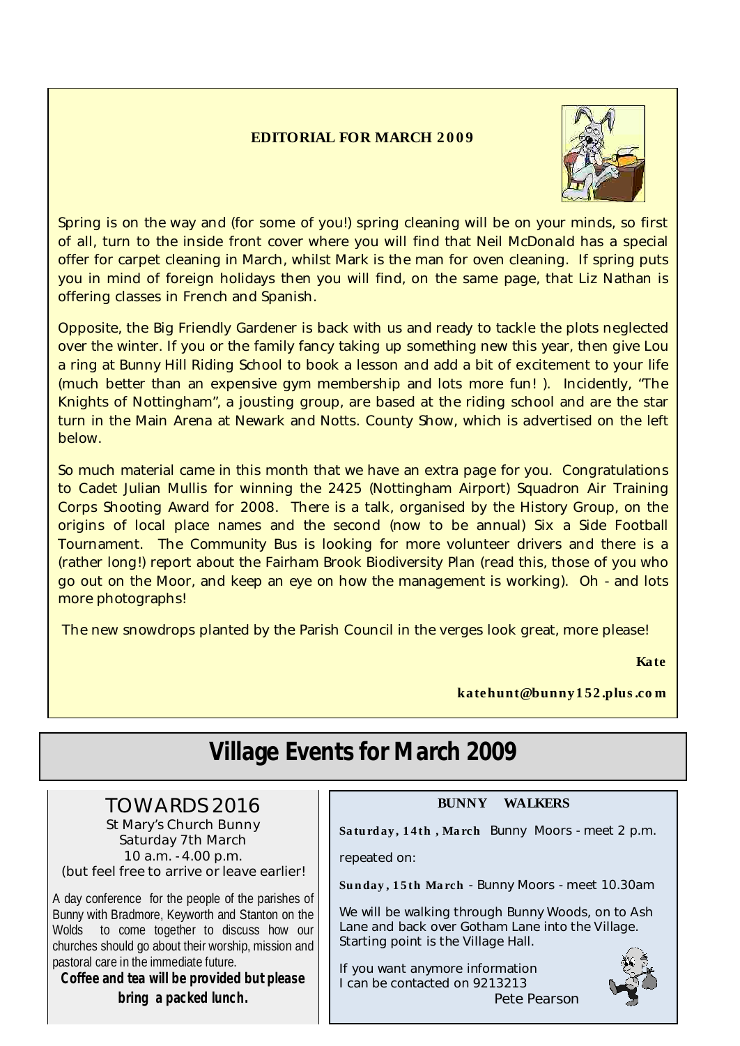### EDITORIAL FOR MARCH 2009

Spring is on the way and (for some of you!) spring cleaning will be on your minds, so first of all, turn to the inside front cover where you will find that Neil McDonald has a special offer for carpet cleaning in March, whilst Mark is the man for oven cleaning. If spring puts you in mind of foreign holidays then you will find, on the same page, that Liz Nathan is offering classes in French and Spanish.

Opposite, the Big Friendly Gardener is back with us and ready to tackle the plots neglected over the winter. If you or the family fancy taking up something new this year, then give Lou a ring at Bunny Hill Riding School to book a lesson and add a bit of excitement to your life (much better than an expensive gym membership and lots more fun! ). Incidently, "The Knights of Nottingham", a jousting group, are based at the riding school and are the star turn in the Main Arena at Newark and Notts. County Show, which is advertised on the left below.

So much material came in this month that we have an extra page for you. Congratulations to Cadet Julian Mullis for winning the 2425 (Nottingham Airport) Squadron Air Training Corps Shooting Award for 2008. There is a talk, organised by the History Group, on the origins of local place names and the second (now to be annual) Six a Side Football Tournament. The Community Bus is looking for more volunteer drivers and there is a (rather long!) report about the Fairham Brook Biodiversity Plan (read this, those of you who go out on the Moor, and keep an eye on how the management is working). Oh - and lots more photographs!

The new snowdrops planted by the Parish Council in the verges look great, more please!

**Kate**

**katehunt@bunny152.plus.com**

# Village Events for March 2009

## TOWARDS 2016

St Mary's Church Bunny
Saturday 7th March
10 a.m. - 4.00 p.m.
(but feel free to arrive or leave earlier!

A day conference for the people of the parishes of Bunny with Bradmore, Keyworth and Stanton on the Wolds to come together to discuss how our churches should go about their worship, mission and pastoral care in the immediate future.

**Coffee and tea will be provided but please bring a packed lunch.**

## BUNNY WALKERS

**Saturday, 14th , March** Bunny Moors - meet 2 p.m.

repeated on:

**Sunday, 15th March** - Bunny Moors - meet 10.30am

We will be walking through Bunny Woods, on to Ash Lane and back over Gotham Lane into the Village. Starting point is the Village Hall.

If you want anymore information
I can be contacted on 9213213

Pete Pearson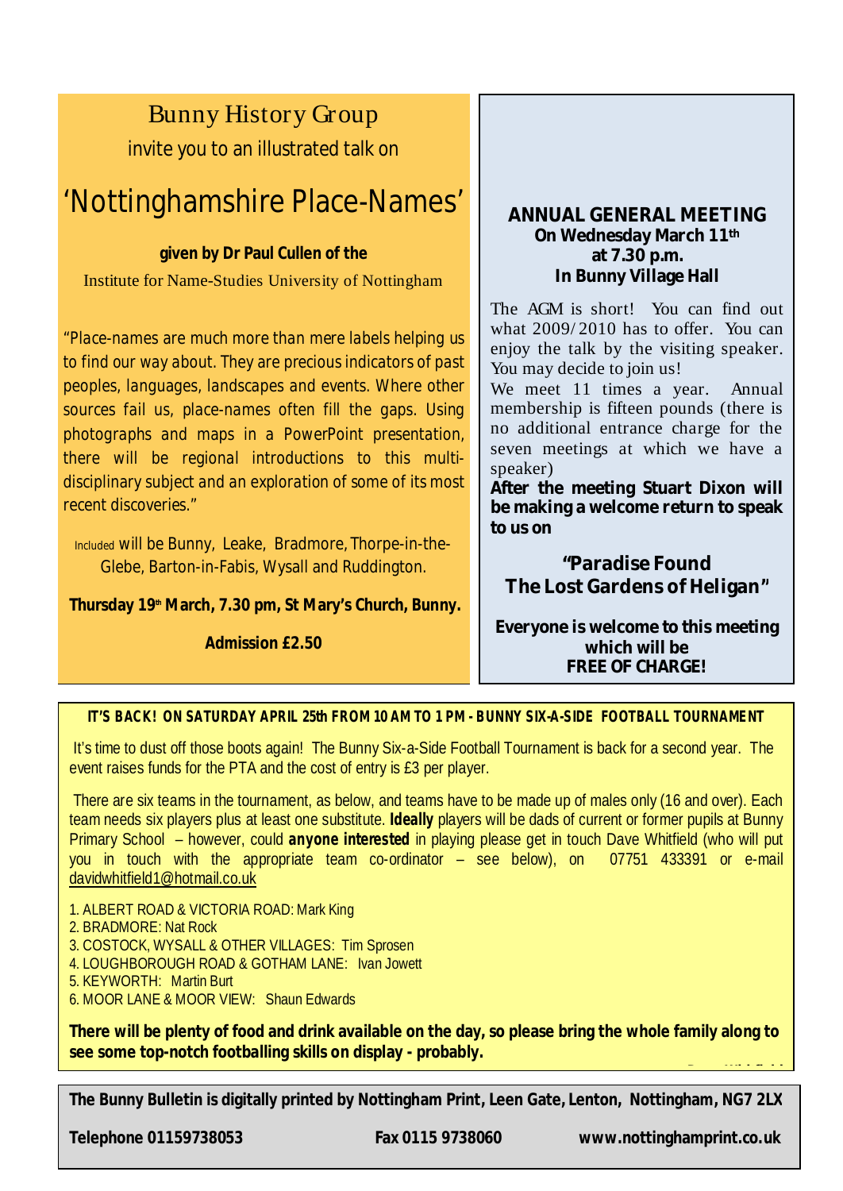# Bunny History Group

invite you to an illustrated talk on

## 'Nottinghamshire Place-Names'

**given by Dr Paul Cullen of the**

Institute for Name-Studies University of Nottingham

"Place-names are much more than mere labels helping us to find our way about. They are precious indicators of past peoples, languages, landscapes and events. Where other sources fail us, place-names often fill the gaps. Using photographs and maps in a PowerPoint presentation, there will be regional introductions to this multi-disciplinary subject and an exploration of some of its most recent discoveries."

Included will be Bunny, Leake, Bradmore, Thorpe-in-the-Glebe, Barton-in-Fabis, Wysall and Ruddington.

**Thursday 19th March, 7.30 pm, St Mary's Church, Bunny.**

**Admission £2.50**

## ANNUAL GENERAL MEETING

**On Wednesday March 11th at 7.30 p.m.**
**In Bunny Village Hall**

The AGM is short! You can find out what 2009/2010 has to offer. You can enjoy the talk by the visiting speaker. You may decide to join us!

We meet 11 times a year. Annual membership is fifteen pounds (there is no additional entrance charge for the seven meetings at which we have a speaker)

**After the meeting Stuart Dixon will be making a welcome return to speak to us on**

**"Paradise Found**
**The Lost Gardens of Heligan"**

**Everyone is welcome to this meeting which will be FREE OF CHARGE!**

**IT'S BACK! ON SATURDAY APRIL 25th FROM 10 AM TO 1 PM - BUNNY SIX-A-SIDE FOOTBALL TOURNAMENT**

It's time to dust off those boots again! The Bunny Six-a-Side Football Tournament is back for a second year. The event raises funds for the PTA and the cost of entry is £3 per player.

There are six teams in the tournament, as below, and teams have to be made up of males only (16 and over). Each team needs six players plus at least one substitute. **Ideally** players will be dads of current or former pupils at Bunny Primary School – however, could ***anyone interested*** in playing please get in touch Dave Whitfield (who will put you in touch with the appropriate team co-ordinator – see below), on 07751 433391 or e-mail davidwhitfield1@hotmail.co.uk

1. ALBERT ROAD & VICTORIA ROAD: Mark King
2. BRADMORE: Nat Rock
3. COSTOCK, WYSALL & OTHER VILLAGES: Tim Sprosen
4. LOUGHBOROUGH ROAD & GOTHAM LANE: Ivan Jowett
5. KEYWORTH: Martin Burt
6. MOOR LANE & MOOR VIEW: Shaun Edwards

**There will be plenty of food and drink available on the day, so please bring the whole family along to see some top-notch footballing skills on display - probably.**

**The Bunny Bulletin is digitally printed by Nottingham Print, Leen Gate, Lenton, Nottingham, NG7 2LX**

**Telephone 01159738053** **Fax 0115 9738060** **www.nottinghamprint.co.uk**